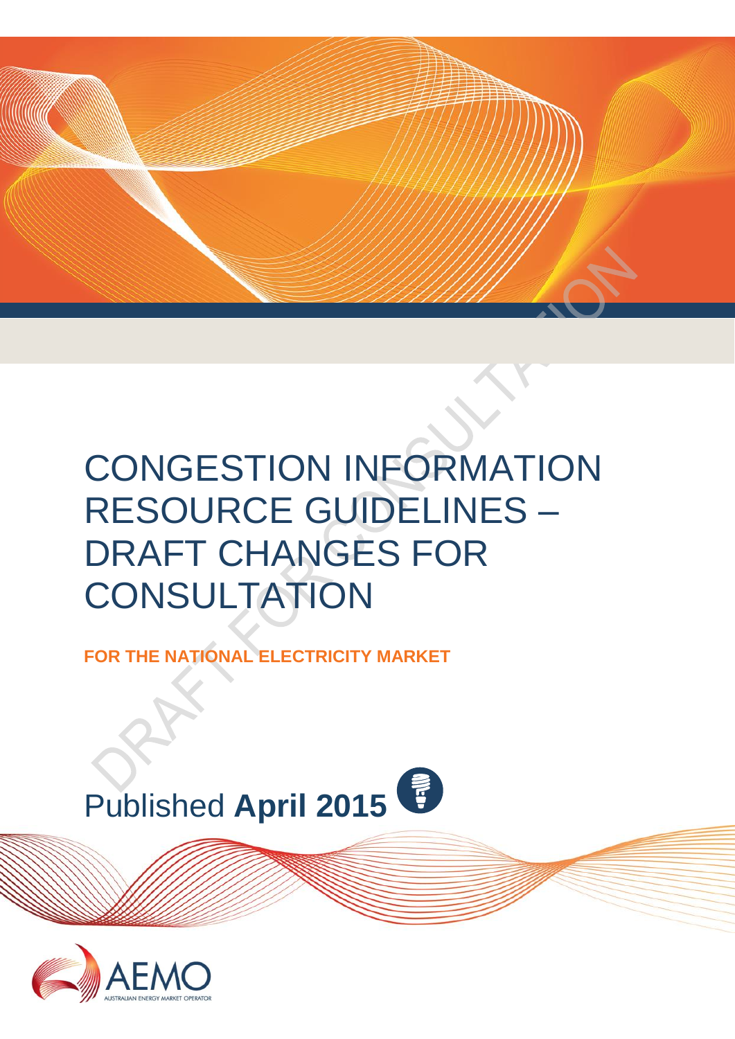# CONGESTION INFORMATION RESOURCE GUIDELINES – DRAFT CHANGES FOR CONSULTATION

**FOR THE NATIONAL ELECTRICITY MARKET**

Published **April 2015**

DRAFT FOR CONSULTATION

AEMO

AUSTRALIAN ENERGY MARKET OPERATOR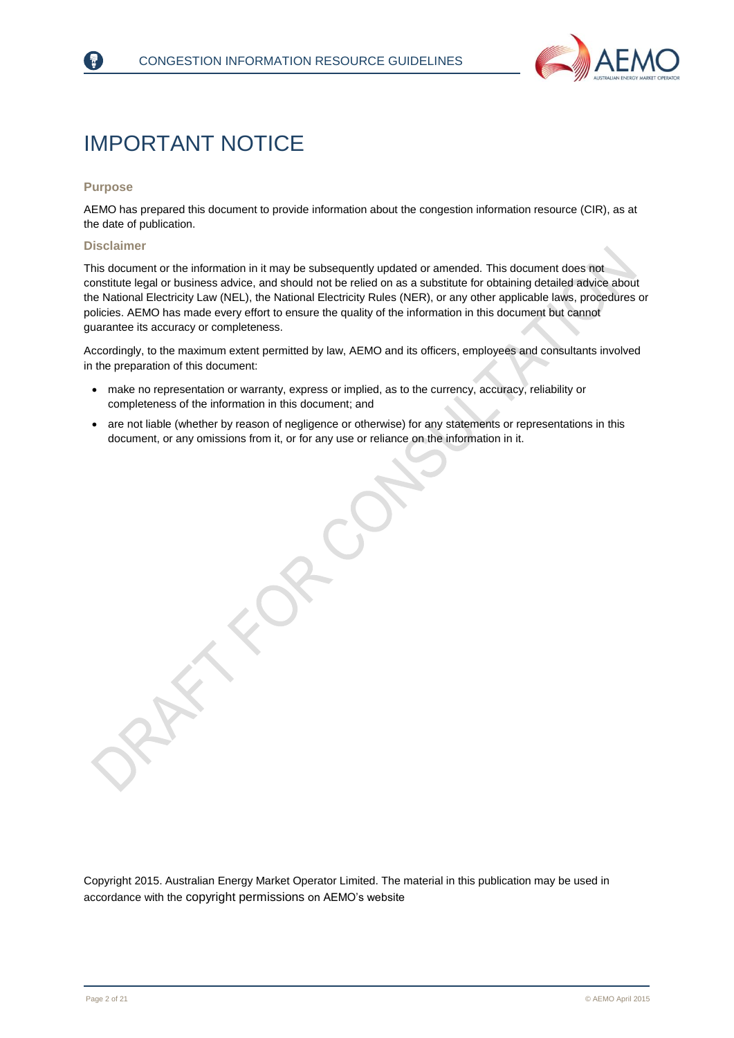# IMPORTANT NOTICE

### Purpose

AEMO has prepared this document to provide information about the congestion information resource (CIR), as at the date of publication.

### Disclaimer

This document or the information in it may be subsequently updated or amended. This document does not constitute legal or business advice, and should not be relied on as a substitute for obtaining detailed advice about the National Electricity Law (NEL), the National Electricity Rules (NER), or any other applicable laws, procedures or policies. AEMO has made every effort to ensure the quality of the information in this document but cannot guarantee its accuracy or completeness.

Accordingly, to the maximum extent permitted by law, AEMO and its officers, employees and consultants involved in the preparation of this document:

- make no representation or warranty, express or implied, as to the currency, accuracy, reliability or completeness of the information in this document; and
- are not liable (whether by reason of negligence or otherwise) for any statements or representations in this document, or any omissions from it, or for any use or reliance on the information in it.

Copyright 2015. Australian Energy Market Operator Limited. The material in this publication may be used in accordance with the copyright permissions on AEMO's website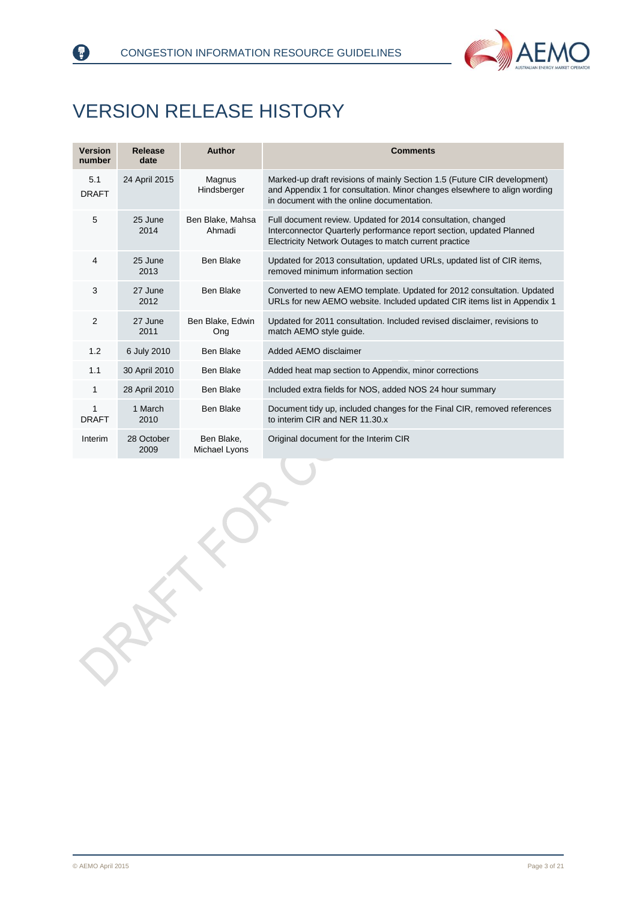# VERSION RELEASE HISTORY

| Version number | Release date | Author | Comments |
|---|---|---|---|
| 5.1 DRAFT | 24 April 2015 | Magnus Hindsberger | Marked-up draft revisions of mainly Section 1.5 (Future CIR development) and Appendix 1 for consultation. Minor changes elsewhere to align wording in document with the online documentation. |
| 5 | 25 June 2014 | Ben Blake, Mahsa Ahmadi | Full document review. Updated for 2014 consultation, changed Interconnector Quarterly performance report section, updated Planned Electricity Network Outages to match current practice |
| 4 | 25 June 2013 | Ben Blake | Updated for 2013 consultation, updated URLs, updated list of CIR items, removed minimum information section |
| 3 | 27 June 2012 | Ben Blake | Converted to new AEMO template. Updated for 2012 consultation. Updated URLs for new AEMO website. Included updated CIR items list in Appendix 1 |
| 2 | 27 June 2011 | Ben Blake, Edwin Ong | Updated for 2011 consultation. Included revised disclaimer, revisions to match AEMO style guide. |
| 1.2 | 6 July 2010 | Ben Blake | Added AEMO disclaimer |
| 1.1 | 30 April 2010 | Ben Blake | Added heat map section to Appendix, minor corrections |
| 1 | 28 April 2010 | Ben Blake | Included extra fields for NOS, added NOS 24 hour summary |
| 1 DRAFT | 1 March 2010 | Ben Blake | Document tidy up, included changes for the Final CIR, removed references to interim CIR and NER 11.30.x |
| Interim | 28 October 2009 | Ben Blake, Michael Lyons | Original document for the Interim CIR |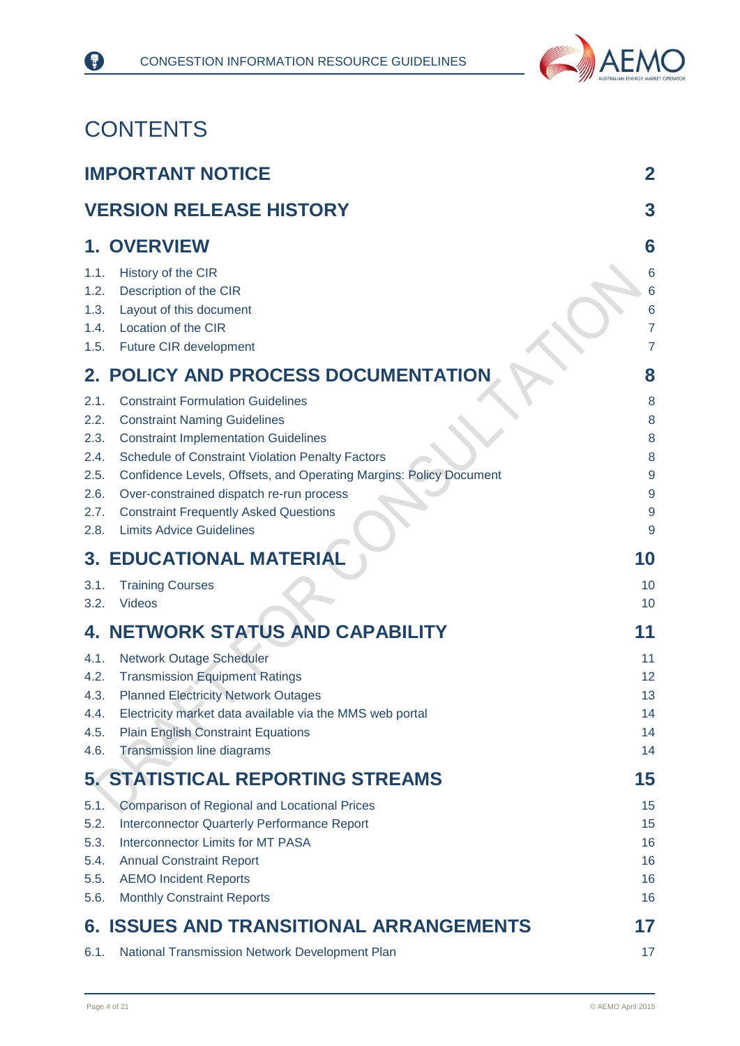# CONTENTS

| | |
|---|---|
| **IMPORTANT NOTICE** | **2** |
| **VERSION RELEASE HISTORY** | **3** |
| **1. OVERVIEW** | **6** |
| 1.1. History of the CIR | 6 |
| 1.2. Description of the CIR | 6 |
| 1.3. Layout of this document | 6 |
| 1.4. Location of the CIR | 7 |
| 1.5. Future CIR development | 7 |
| **2. POLICY AND PROCESS DOCUMENTATION** | **8** |
| 2.1. Constraint Formulation Guidelines | 8 |
| 2.2. Constraint Naming Guidelines | 8 |
| 2.3. Constraint Implementation Guidelines | 8 |
| 2.4. Schedule of Constraint Violation Penalty Factors | 8 |
| 2.5. Confidence Levels, Offsets, and Operating Margins: Policy Document | 9 |
| 2.6. Over-constrained dispatch re-run process | 9 |
| 2.7. Constraint Frequently Asked Questions | 9 |
| 2.8. Limits Advice Guidelines | 9 |
| **3. EDUCATIONAL MATERIAL** | **10** |
| 3.1. Training Courses | 10 |
| 3.2. Videos | 10 |
| **4. NETWORK STATUS AND CAPABILITY** | **11** |
| 4.1. Network Outage Scheduler | 11 |
| 4.2. Transmission Equipment Ratings | 12 |
| 4.3. Planned Electricity Network Outages | 13 |
| 4.4. Electricity market data available via the MMS web portal | 14 |
| 4.5. Plain English Constraint Equations | 14 |
| 4.6. Transmission line diagrams | 14 |
| **5. STATISTICAL REPORTING STREAMS** | **15** |
| 5.1. Comparison of Regional and Locational Prices | 15 |
| 5.2. Interconnector Quarterly Performance Report | 15 |
| 5.3. Interconnector Limits for MT PASA | 16 |
| 5.4. Annual Constraint Report | 16 |
| 5.5. AEMO Incident Reports | 16 |
| 5.6. Monthly Constraint Reports | 16 |
| **6. ISSUES AND TRANSITIONAL ARRANGEMENTS** | **17** |
| 6.1. National Transmission Network Development Plan | 17 |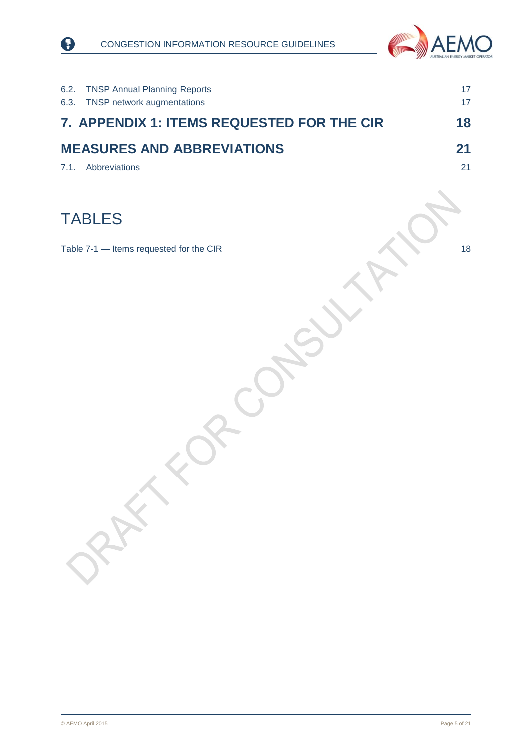6.2. TNSP Annual Planning Reports 17
6.3. TNSP network augmentations 17

**7. APPENDIX 1: ITEMS REQUESTED FOR THE CIR 18**

**MEASURES AND ABBREVIATIONS 21**

7.1. Abbreviations 21

# TABLES

Table 7-1 — Items requested for the CIR 18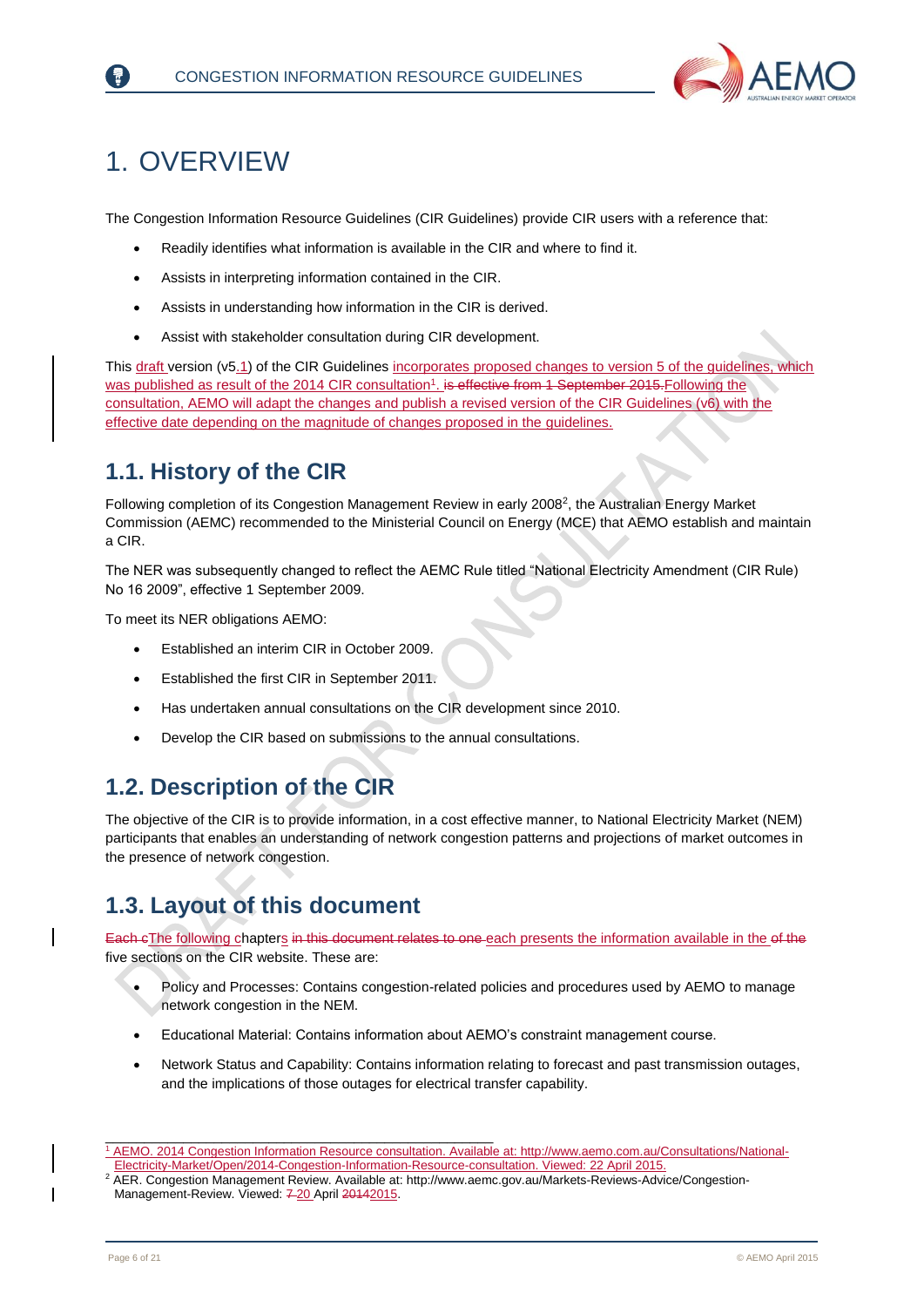# 1. OVERVIEW

The Congestion Information Resource Guidelines (CIR Guidelines) provide CIR users with a reference that:

- Readily identifies what information is available in the CIR and where to find it.
- Assists in interpreting information contained in the CIR.
- Assists in understanding how information in the CIR is derived.
- Assist with stakeholder consultation during CIR development.

This draft version (v5.1) of the CIR Guidelines incorporates proposed changes to version 5 of the guidelines, which was published as result of the 2014 CIR consultation[1]. ~~is effective from 1 September 2015.~~Following the consultation, AEMO will adapt the changes and publish a revised version of the CIR Guidelines (v6) with the effective date depending on the magnitude of changes proposed in the guidelines.

## 1.1. History of the CIR

Following completion of its Congestion Management Review in early 2008[2], the Australian Energy Market Commission (AEMC) recommended to the Ministerial Council on Energy (MCE) that AEMO establish and maintain a CIR.

The NER was subsequently changed to reflect the AEMC Rule titled "National Electricity Amendment (CIR Rule) No 16 2009", effective 1 September 2009.

To meet its NER obligations AEMO:

- Established an interim CIR in October 2009.
- Established the first CIR in September 2011.
- Has undertaken annual consultations on the CIR development since 2010.
- Develop the CIR based on submissions to the annual consultations.

## 1.2. Description of the CIR

The objective of the CIR is to provide information, in a cost effective manner, to National Electricity Market (NEM) participants that enables an understanding of network congestion patterns and projections of market outcomes in the presence of network congestion.

## 1.3. Layout of this document

~~Each c~~The following chapters ~~in this document relates to one~~ each presents the information available in the ~~of the~~ five sections on the CIR website. These are:

- Policy and Processes: Contains congestion-related policies and procedures used by AEMO to manage network congestion in the NEM.
- Educational Material: Contains information about AEMO's constraint management course.
- Network Status and Capability: Contains information relating to forecast and past transmission outages, and the implications of those outages for electrical transfer capability.

---

[1] AEMO. 2014 Congestion Information Resource consultation. Available at: http://www.aemo.com.au/Consultations/National-Electricity-Market/Open/2014-Congestion-Information-Resource-consultation. Viewed: 22 April 2015.

[2] AER. Congestion Management Review. Available at: http://www.aemc.gov.au/Markets-Reviews-Advice/Congestion-Management-Review. Viewed: ~~7~~ 20 April ~~2014~~2015.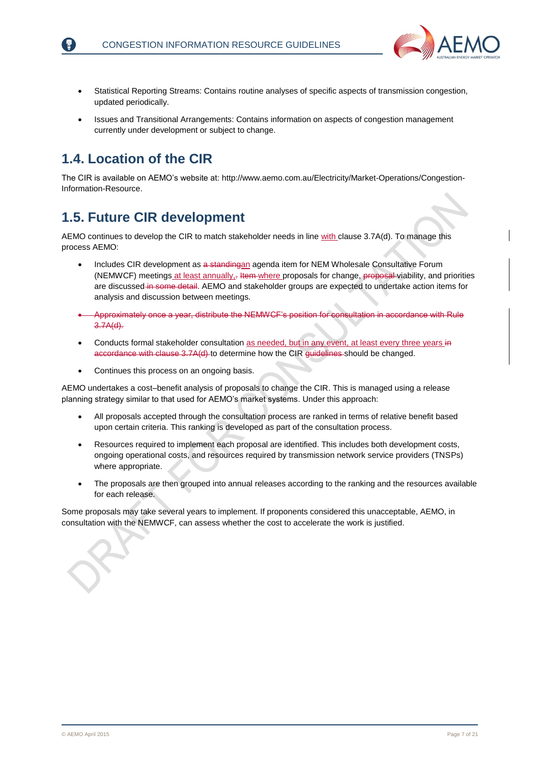- Statistical Reporting Streams: Contains routine analyses of specific aspects of transmission congestion, updated periodically.
- Issues and Transitional Arrangements: Contains information on aspects of congestion management currently under development or subject to change.

## 1.4. Location of the CIR

The CIR is available on AEMO's website at: http://www.aemo.com.au/Electricity/Market-Operations/Congestion-Information-Resource.

## 1.5. Future CIR development

AEMO continues to develop the CIR to match stakeholder needs in line with clause 3.7A(d). To manage this process AEMO:

- Includes CIR development as ~~a standing~~an agenda item for NEM Wholesale Consultative Forum (NEMWCF) meetings at least annually,~~.~~ ~~Item~~ where proposals for change, ~~proposal~~ viability, and priorities are discussed~~ in some detail~~. AEMO and stakeholder groups are expected to undertake action items for analysis and discussion between meetings.
- ~~Approximately once a year, distribute the NEMWCF's position for consultation in accordance with Rule 3.7A(d).~~
- Conducts formal stakeholder consultation as needed, but in any event, at least every three years ~~in accordance with clause 3.7A(d)~~ to determine how the CIR ~~guidelines~~ should be changed.
- Continues this process on an ongoing basis.

AEMO undertakes a cost–benefit analysis of proposals to change the CIR. This is managed using a release planning strategy similar to that used for AEMO's market systems. Under this approach:

- All proposals accepted through the consultation process are ranked in terms of relative benefit based upon certain criteria. This ranking is developed as part of the consultation process.
- Resources required to implement each proposal are identified. This includes both development costs, ongoing operational costs, and resources required by transmission network service providers (TNSPs) where appropriate.
- The proposals are then grouped into annual releases according to the ranking and the resources available for each release.

Some proposals may take several years to implement. If proponents considered this unacceptable, AEMO, in consultation with the NEMWCF, can assess whether the cost to accelerate the work is justified.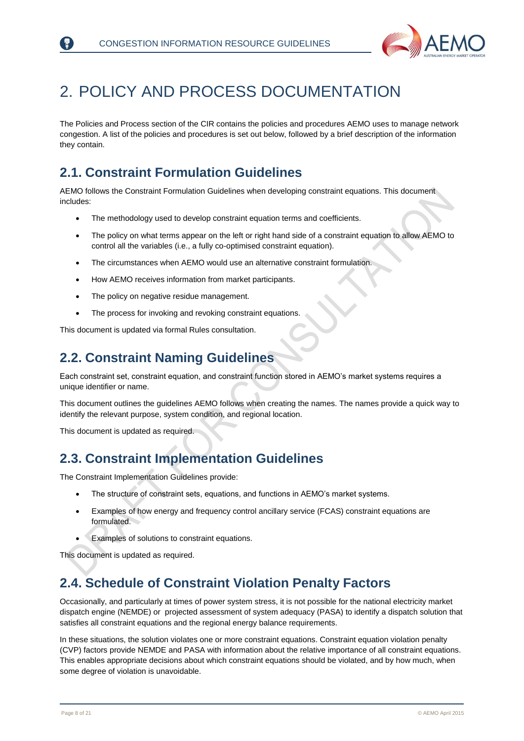# 2. POLICY AND PROCESS DOCUMENTATION

The Policies and Process section of the CIR contains the policies and procedures AEMO uses to manage network congestion. A list of the policies and procedures is set out below, followed by a brief description of the information they contain.

## 2.1. Constraint Formulation Guidelines

AEMO follows the Constraint Formulation Guidelines when developing constraint equations. This document includes:

- The methodology used to develop constraint equation terms and coefficients.
- The policy on what terms appear on the left or right hand side of a constraint equation to allow AEMO to control all the variables (i.e., a fully co-optimised constraint equation).
- The circumstances when AEMO would use an alternative constraint formulation.
- How AEMO receives information from market participants.
- The policy on negative residue management.
- The process for invoking and revoking constraint equations.

This document is updated via formal Rules consultation.

## 2.2. Constraint Naming Guidelines

Each constraint set, constraint equation, and constraint function stored in AEMO's market systems requires a unique identifier or name.

This document outlines the guidelines AEMO follows when creating the names. The names provide a quick way to identify the relevant purpose, system condition, and regional location.

This document is updated as required.

## 2.3. Constraint Implementation Guidelines

The Constraint Implementation Guidelines provide:

- The structure of constraint sets, equations, and functions in AEMO's market systems.
- Examples of how energy and frequency control ancillary service (FCAS) constraint equations are formulated.
- Examples of solutions to constraint equations.

This document is updated as required.

## 2.4. Schedule of Constraint Violation Penalty Factors

Occasionally, and particularly at times of power system stress, it is not possible for the national electricity market dispatch engine (NEMDE) or projected assessment of system adequacy (PASA) to identify a dispatch solution that satisfies all constraint equations and the regional energy balance requirements.

In these situations, the solution violates one or more constraint equations. Constraint equation violation penalty (CVP) factors provide NEMDE and PASA with information about the relative importance of all constraint equations. This enables appropriate decisions about which constraint equations should be violated, and by how much, when some degree of violation is unavoidable.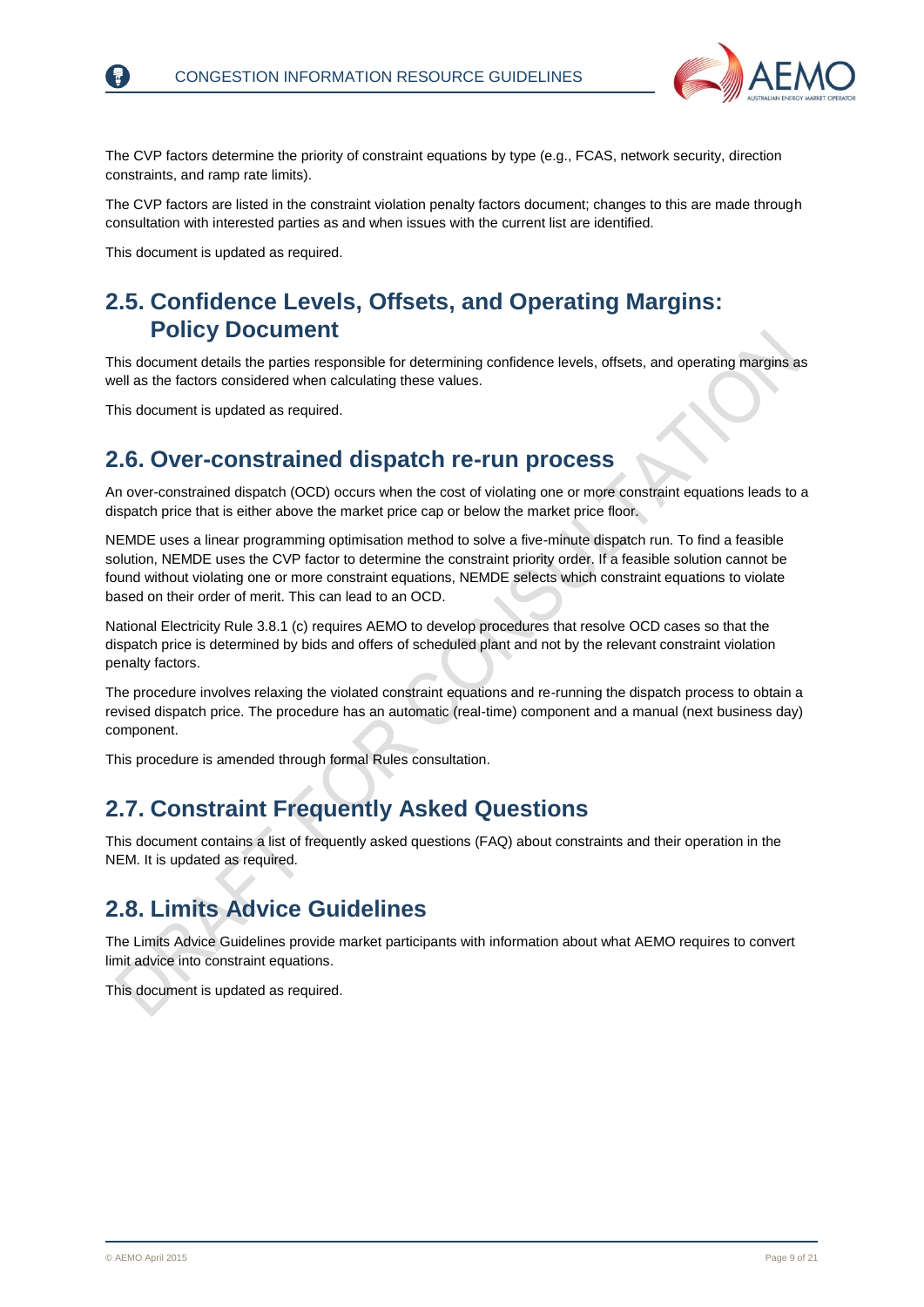The CVP factors determine the priority of constraint equations by type (e.g., FCAS, network security, direction constraints, and ramp rate limits).

The CVP factors are listed in the constraint violation penalty factors document; changes to this are made through consultation with interested parties as and when issues with the current list are identified.

This document is updated as required.

## 2.5. Confidence Levels, Offsets, and Operating Margins: Policy Document

This document details the parties responsible for determining confidence levels, offsets, and operating margins as well as the factors considered when calculating these values.

This document is updated as required.

## 2.6. Over-constrained dispatch re-run process

An over-constrained dispatch (OCD) occurs when the cost of violating one or more constraint equations leads to a dispatch price that is either above the market price cap or below the market price floor.

NEMDE uses a linear programming optimisation method to solve a five-minute dispatch run. To find a feasible solution, NEMDE uses the CVP factor to determine the constraint priority order. If a feasible solution cannot be found without violating one or more constraint equations, NEMDE selects which constraint equations to violate based on their order of merit. This can lead to an OCD.

National Electricity Rule 3.8.1 (c) requires AEMO to develop procedures that resolve OCD cases so that the dispatch price is determined by bids and offers of scheduled plant and not by the relevant constraint violation penalty factors.

The procedure involves relaxing the violated constraint equations and re-running the dispatch process to obtain a revised dispatch price. The procedure has an automatic (real-time) component and a manual (next business day) component.

This procedure is amended through formal Rules consultation.

## 2.7. Constraint Frequently Asked Questions

This document contains a list of frequently asked questions (FAQ) about constraints and their operation in the NEM. It is updated as required.

## 2.8. Limits Advice Guidelines

The Limits Advice Guidelines provide market participants with information about what AEMO requires to convert limit advice into constraint equations.

This document is updated as required.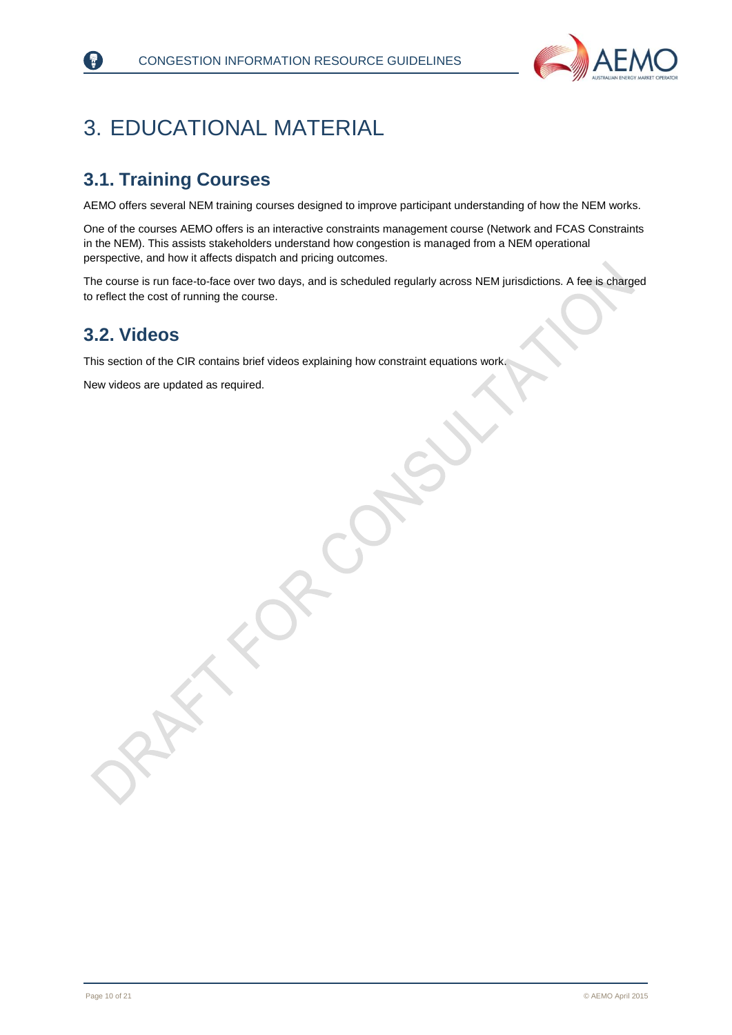# 3. EDUCATIONAL MATERIAL

## 3.1. Training Courses

AEMO offers several NEM training courses designed to improve participant understanding of how the NEM works.

One of the courses AEMO offers is an interactive constraints management course (Network and FCAS Constraints in the NEM). This assists stakeholders understand how congestion is managed from a NEM operational perspective, and how it affects dispatch and pricing outcomes.

The course is run face-to-face over two days, and is scheduled regularly across NEM jurisdictions. A fee is charged to reflect the cost of running the course.

## 3.2. Videos

This section of the CIR contains brief videos explaining how constraint equations work.

New videos are updated as required.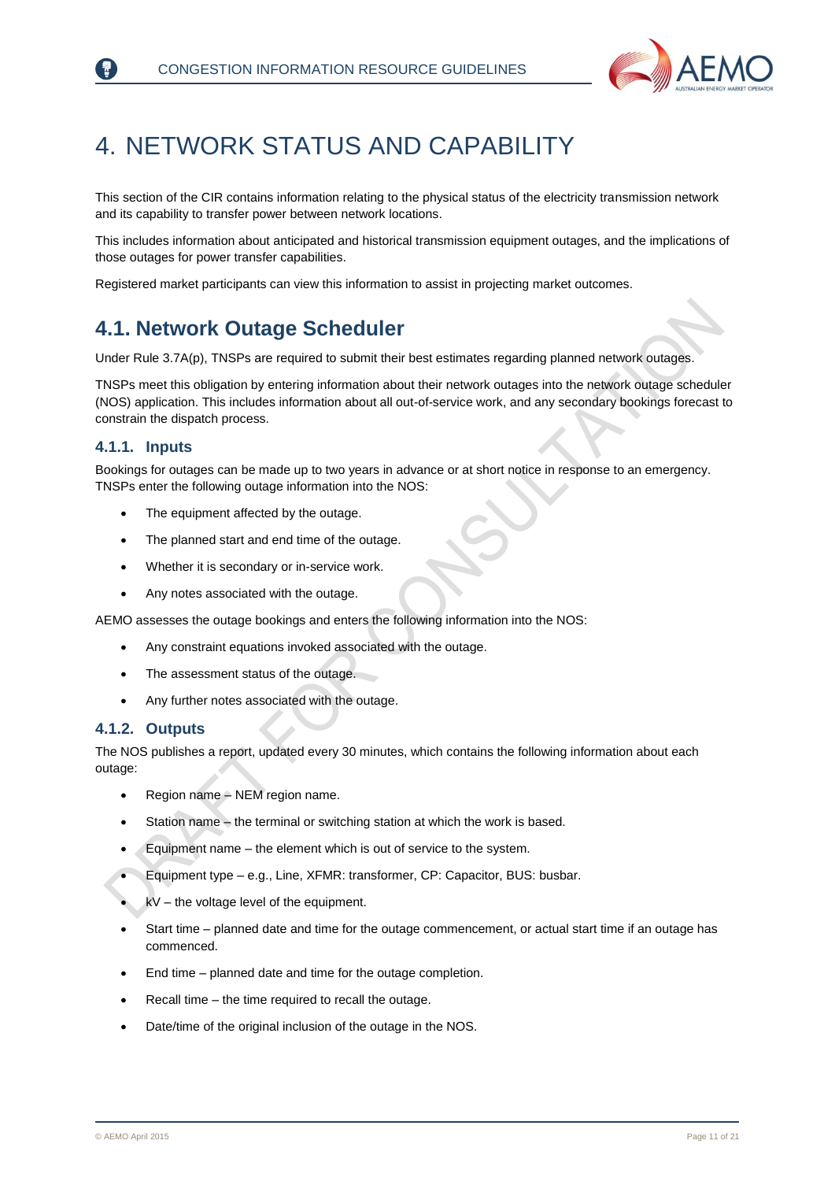# 4. NETWORK STATUS AND CAPABILITY

This section of the CIR contains information relating to the physical status of the electricity transmission network and its capability to transfer power between network locations.

This includes information about anticipated and historical transmission equipment outages, and the implications of those outages for power transfer capabilities.

Registered market participants can view this information to assist in projecting market outcomes.

## 4.1. Network Outage Scheduler

Under Rule 3.7A(p), TNSPs are required to submit their best estimates regarding planned network outages.

TNSPs meet this obligation by entering information about their network outages into the network outage scheduler (NOS) application. This includes information about all out-of-service work, and any secondary bookings forecast to constrain the dispatch process.

### 4.1.1. Inputs

Bookings for outages can be made up to two years in advance or at short notice in response to an emergency. TNSPs enter the following outage information into the NOS:

- The equipment affected by the outage.
- The planned start and end time of the outage.
- Whether it is secondary or in-service work.
- Any notes associated with the outage.

AEMO assesses the outage bookings and enters the following information into the NOS:

- Any constraint equations invoked associated with the outage.
- The assessment status of the outage.
- Any further notes associated with the outage.

### 4.1.2. Outputs

The NOS publishes a report, updated every 30 minutes, which contains the following information about each outage:

- Region name – NEM region name.
- Station name – the terminal or switching station at which the work is based.
- Equipment name – the element which is out of service to the system.
- Equipment type – e.g., Line, XFMR: transformer, CP: Capacitor, BUS: busbar.
- kV – the voltage level of the equipment.
- Start time – planned date and time for the outage commencement, or actual start time if an outage has commenced.
- End time – planned date and time for the outage completion.
- Recall time – the time required to recall the outage.
- Date/time of the original inclusion of the outage in the NOS.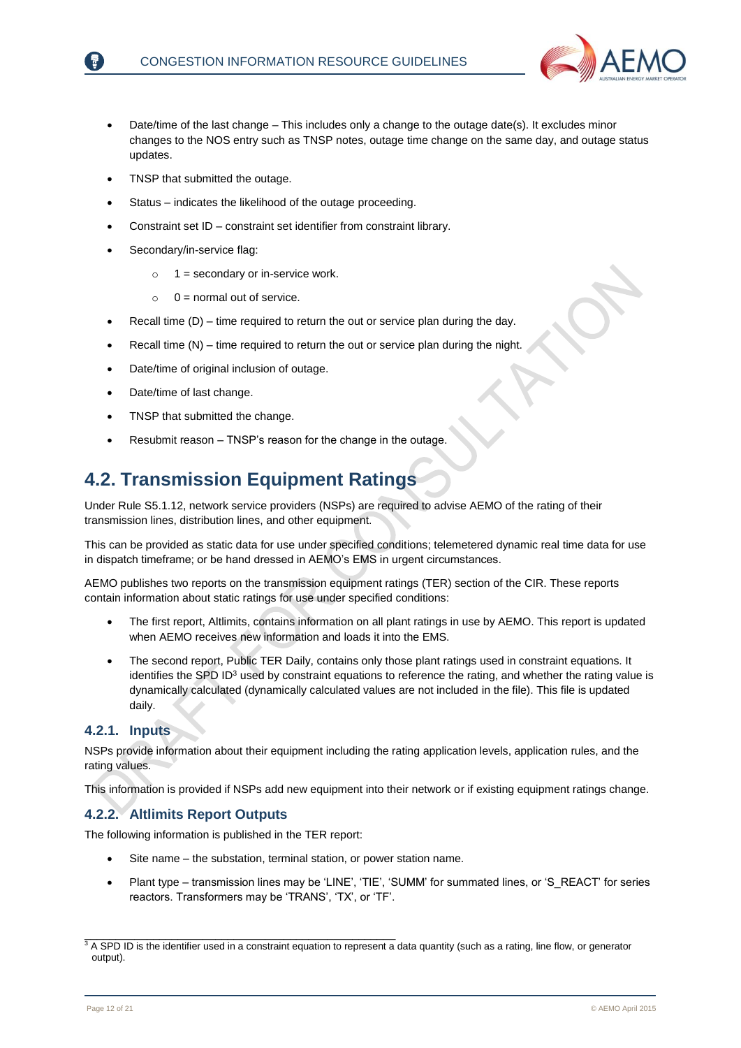- Date/time of the last change – This includes only a change to the outage date(s). It excludes minor changes to the NOS entry such as TNSP notes, outage time change on the same day, and outage status updates.
- TNSP that submitted the outage.
- Status – indicates the likelihood of the outage proceeding.
- Constraint set ID – constraint set identifier from constraint library.
- Secondary/in-service flag:
  - 1 = secondary or in-service work.
  - 0 = normal out of service.
- Recall time (D) – time required to return the out or service plan during the day.
- Recall time (N) – time required to return the out or service plan during the night.
- Date/time of original inclusion of outage.
- Date/time of last change.
- TNSP that submitted the change.
- Resubmit reason – TNSP's reason for the change in the outage.

## 4.2. Transmission Equipment Ratings

Under Rule S5.1.12, network service providers (NSPs) are required to advise AEMO of the rating of their transmission lines, distribution lines, and other equipment.

This can be provided as static data for use under specified conditions; telemetered dynamic real time data for use in dispatch timeframe; or be hand dressed in AEMO's EMS in urgent circumstances.

AEMO publishes two reports on the transmission equipment ratings (TER) section of the CIR. These reports contain information about static ratings for use under specified conditions:

- The first report, Altlimits, contains information on all plant ratings in use by AEMO. This report is updated when AEMO receives new information and loads it into the EMS.
- The second report, Public TER Daily, contains only those plant ratings used in constraint equations. It identifies the SPD ID[3] used by constraint equations to reference the rating, and whether the rating value is dynamically calculated (dynamically calculated values are not included in the file). This file is updated daily.

### 4.2.1. Inputs

NSPs provide information about their equipment including the rating application levels, application rules, and the rating values.

This information is provided if NSPs add new equipment into their network or if existing equipment ratings change.

### 4.2.2. Altlimits Report Outputs

The following information is published in the TER report:

- Site name – the substation, terminal station, or power station name.
- Plant type – transmission lines may be 'LINE', 'TIE', 'SUMM' for summated lines, or 'S_REACT' for series reactors. Transformers may be 'TRANS', 'TX', or 'TF'.

[3] A SPD ID is the identifier used in a constraint equation to represent a data quantity (such as a rating, line flow, or generator output).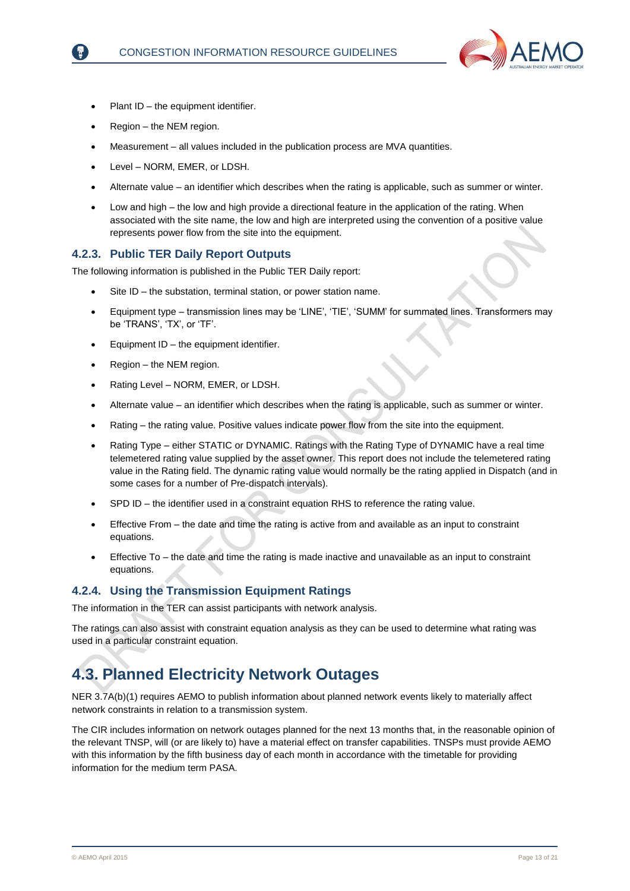- Plant ID – the equipment identifier.
- Region – the NEM region.
- Measurement – all values included in the publication process are MVA quantities.
- Level – NORM, EMER, or LDSH.
- Alternate value – an identifier which describes when the rating is applicable, such as summer or winter.
- Low and high – the low and high provide a directional feature in the application of the rating. When associated with the site name, the low and high are interpreted using the convention of a positive value represents power flow from the site into the equipment.

### 4.2.3. Public TER Daily Report Outputs

The following information is published in the Public TER Daily report:

- Site ID – the substation, terminal station, or power station name.
- Equipment type – transmission lines may be 'LINE', 'TIE', 'SUMM' for summated lines. Transformers may be 'TRANS', 'TX', or 'TF'.
- Equipment ID – the equipment identifier.
- Region – the NEM region.
- Rating Level – NORM, EMER, or LDSH.
- Alternate value – an identifier which describes when the rating is applicable, such as summer or winter.
- Rating – the rating value. Positive values indicate power flow from the site into the equipment.
- Rating Type – either STATIC or DYNAMIC. Ratings with the Rating Type of DYNAMIC have a real time telemetered rating value supplied by the asset owner. This report does not include the telemetered rating value in the Rating field. The dynamic rating value would normally be the rating applied in Dispatch (and in some cases for a number of Pre-dispatch intervals).
- SPD ID – the identifier used in a constraint equation RHS to reference the rating value.
- Effective From – the date and time the rating is active from and available as an input to constraint equations.
- Effective To – the date and time the rating is made inactive and unavailable as an input to constraint equations.

### 4.2.4. Using the Transmission Equipment Ratings

The information in the TER can assist participants with network analysis.

The ratings can also assist with constraint equation analysis as they can be used to determine what rating was used in a particular constraint equation.

## 4.3. Planned Electricity Network Outages

NER 3.7A(b)(1) requires AEMO to publish information about planned network events likely to materially affect network constraints in relation to a transmission system.

The CIR includes information on network outages planned for the next 13 months that, in the reasonable opinion of the relevant TNSP, will (or are likely to) have a material effect on transfer capabilities. TNSPs must provide AEMO with this information by the fifth business day of each month in accordance with the timetable for providing information for the medium term PASA.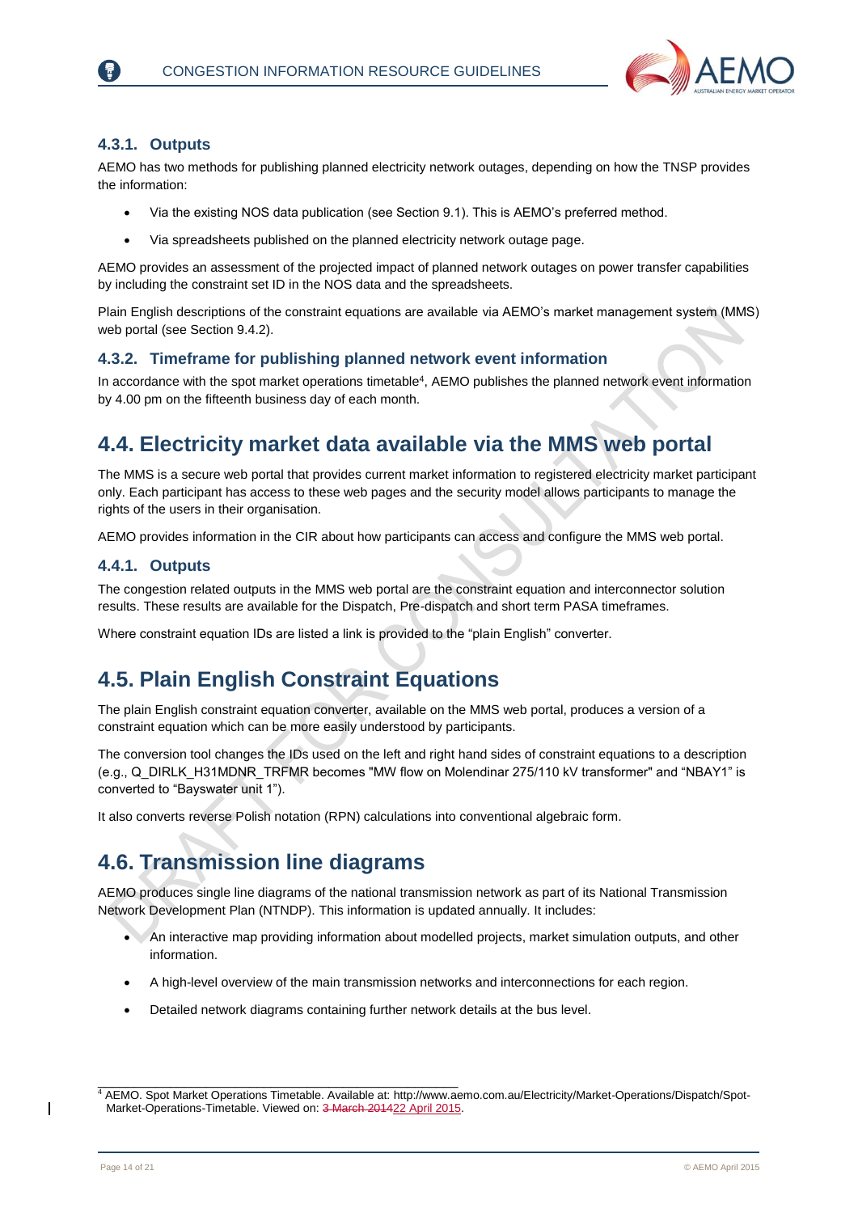### 4.3.1. Outputs

AEMO has two methods for publishing planned electricity network outages, depending on how the TNSP provides the information:

- Via the existing NOS data publication (see Section 9.1). This is AEMO's preferred method.
- Via spreadsheets published on the planned electricity network outage page.

AEMO provides an assessment of the projected impact of planned network outages on power transfer capabilities by including the constraint set ID in the NOS data and the spreadsheets.

Plain English descriptions of the constraint equations are available via AEMO's market management system (MMS) web portal (see Section 9.4.2).

### 4.3.2. Timeframe for publishing planned network event information

In accordance with the spot market operations timetable[4], AEMO publishes the planned network event information by 4.00 pm on the fifteenth business day of each month.

## 4.4. Electricity market data available via the MMS web portal

The MMS is a secure web portal that provides current market information to registered electricity market participant only. Each participant has access to these web pages and the security model allows participants to manage the rights of the users in their organisation.

AEMO provides information in the CIR about how participants can access and configure the MMS web portal.

### 4.4.1. Outputs

The congestion related outputs in the MMS web portal are the constraint equation and interconnector solution results. These results are available for the Dispatch, Pre-dispatch and short term PASA timeframes.

Where constraint equation IDs are listed a link is provided to the "plain English" converter.

## 4.5. Plain English Constraint Equations

The plain English constraint equation converter, available on the MMS web portal, produces a version of a constraint equation which can be more easily understood by participants.

The conversion tool changes the IDs used on the left and right hand sides of constraint equations to a description (e.g., Q_DIRLK_H31MDNR_TRFMR becomes "MW flow on Molendinar 275/110 kV transformer" and "NBAY1" is converted to "Bayswater unit 1").

It also converts reverse Polish notation (RPN) calculations into conventional algebraic form.

## 4.6. Transmission line diagrams

AEMO produces single line diagrams of the national transmission network as part of its National Transmission Network Development Plan (NTNDP). This information is updated annually. It includes:

- An interactive map providing information about modelled projects, market simulation outputs, and other information.
- A high-level overview of the main transmission networks and interconnections for each region.
- Detailed network diagrams containing further network details at the bus level.

---

[4] AEMO. Spot Market Operations Timetable. Available at: http://www.aemo.com.au/Electricity/Market-Operations/Dispatch/Spot-Market-Operations-Timetable. Viewed on: ~~3 March 2014~~22 April 2015.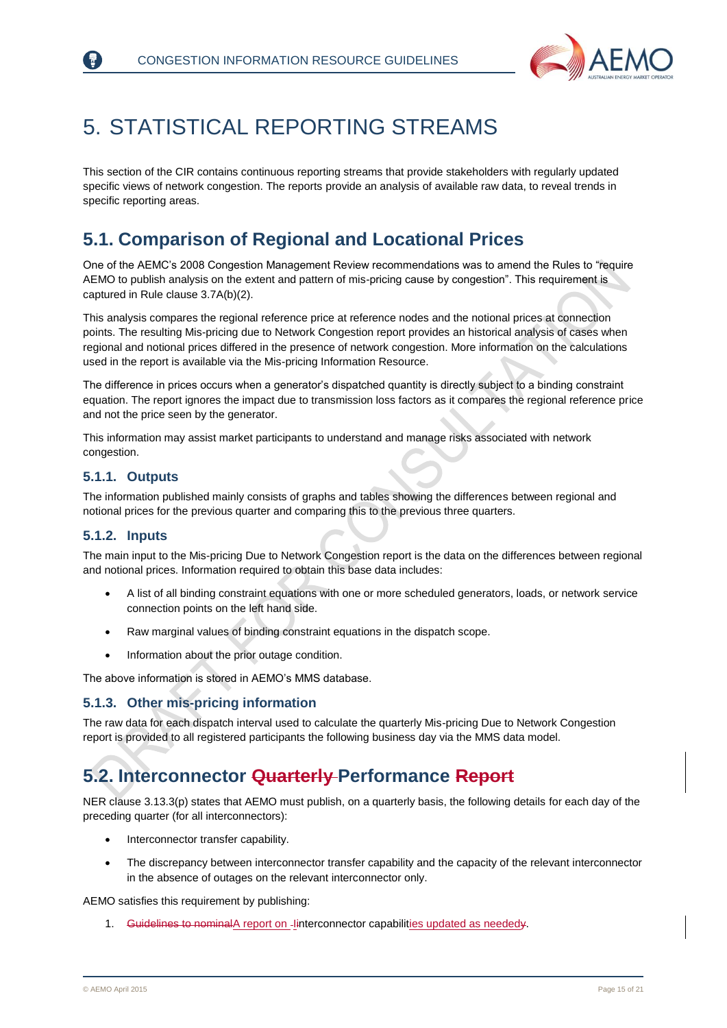# 5. STATISTICAL REPORTING STREAMS

This section of the CIR contains continuous reporting streams that provide stakeholders with regularly updated specific views of network congestion. The reports provide an analysis of available raw data, to reveal trends in specific reporting areas.

## 5.1. Comparison of Regional and Locational Prices

One of the AEMC's 2008 Congestion Management Review recommendations was to amend the Rules to "require AEMO to publish analysis on the extent and pattern of mis-pricing cause by congestion". This requirement is captured in Rule clause 3.7A(b)(2).

This analysis compares the regional reference price at reference nodes and the notional prices at connection points. The resulting Mis-pricing due to Network Congestion report provides an historical analysis of cases when regional and notional prices differed in the presence of network congestion. More information on the calculations used in the report is available via the Mis-pricing Information Resource.

The difference in prices occurs when a generator's dispatched quantity is directly subject to a binding constraint equation. The report ignores the impact due to transmission loss factors as it compares the regional reference price and not the price seen by the generator.

This information may assist market participants to understand and manage risks associated with network congestion.

### 5.1.1. Outputs

The information published mainly consists of graphs and tables showing the differences between regional and notional prices for the previous quarter and comparing this to the previous three quarters.

### 5.1.2. Inputs

The main input to the Mis-pricing Due to Network Congestion report is the data on the differences between regional and notional prices. Information required to obtain this base data includes:

- A list of all binding constraint equations with one or more scheduled generators, loads, or network service connection points on the left hand side.
- Raw marginal values of binding constraint equations in the dispatch scope.
- Information about the prior outage condition.

The above information is stored in AEMO's MMS database.

### 5.1.3. Other mis-pricing information

The raw data for each dispatch interval used to calculate the quarterly Mis-pricing Due to Network Congestion report is provided to all registered participants the following business day via the MMS data model.

## 5.2. Interconnector ~~Quarterly~~ Performance ~~Report~~

NER clause 3.13.3(p) states that AEMO must publish, on a quarterly basis, the following details for each day of the preceding quarter (for all interconnectors):

- Interconnector transfer capability.
- The discrepancy between interconnector transfer capability and the capacity of the relevant interconnector in the absence of outages on the relevant interconnector only.

AEMO satisfies this requirement by publishing:

1. ~~Guidelines to nominal~~A report on ~~I~~interconnector capabilit~~y~~ies updated as needed.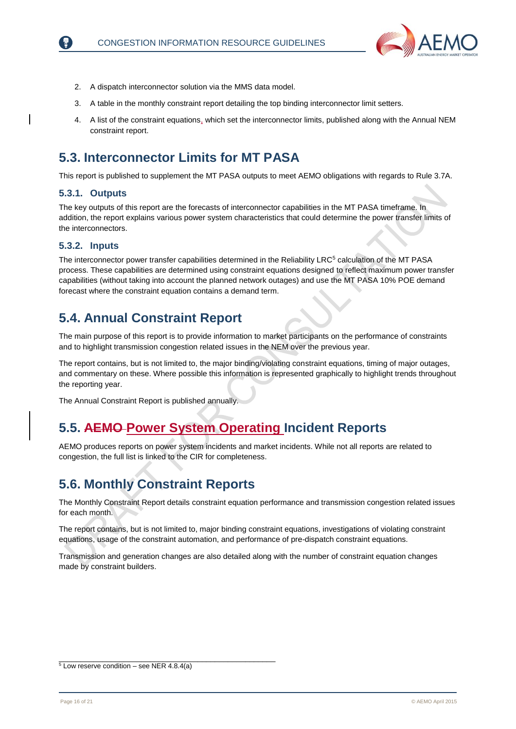2. A dispatch interconnector solution via the MMS data model.
3. A table in the monthly constraint report detailing the top binding interconnector limit setters.
4. A list of the constraint equations, which set the interconnector limits, published along with the Annual NEM constraint report.

## 5.3. Interconnector Limits for MT PASA

This report is published to supplement the MT PASA outputs to meet AEMO obligations with regards to Rule 3.7A.

### 5.3.1. Outputs

The key outputs of this report are the forecasts of interconnector capabilities in the MT PASA timeframe. In addition, the report explains various power system characteristics that could determine the power transfer limits of the interconnectors.

### 5.3.2. Inputs

The interconnector power transfer capabilities determined in the Reliability LRC[5] calculation of the MT PASA process. These capabilities are determined using constraint equations designed to reflect maximum power transfer capabilities (without taking into account the planned network outages) and use the MT PASA 10% POE demand forecast where the constraint equation contains a demand term.

## 5.4. Annual Constraint Report

The main purpose of this report is to provide information to market participants on the performance of constraints and to highlight transmission congestion related issues in the NEM over the previous year.

The report contains, but is not limited to, the major binding/violating constraint equations, timing of major outages, and commentary on these. Where possible this information is represented graphically to highlight trends throughout the reporting year.

The Annual Constraint Report is published annually.

## 5.5. ~~AEMO~~ Power System Operating Incident Reports

AEMO produces reports on power system incidents and market incidents. While not all reports are related to congestion, the full list is linked to the CIR for completeness.

## 5.6. Monthly Constraint Reports

The Monthly Constraint Report details constraint equation performance and transmission congestion related issues for each month.

The report contains, but is not limited to, major binding constraint equations, investigations of violating constraint equations, usage of the constraint automation, and performance of pre-dispatch constraint equations.

Transmission and generation changes are also detailed along with the number of constraint equation changes made by constraint builders.

---

[5] Low reserve condition – see NER 4.8.4(a)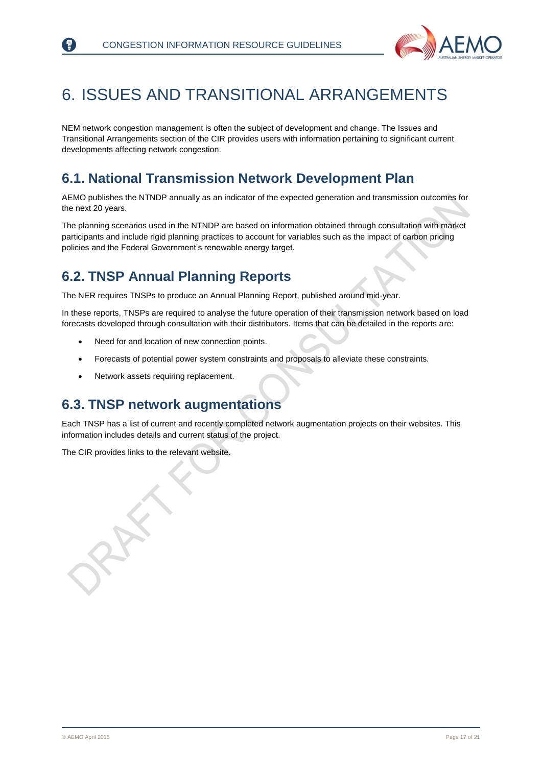# 6. ISSUES AND TRANSITIONAL ARRANGEMENTS

NEM network congestion management is often the subject of development and change. The Issues and Transitional Arrangements section of the CIR provides users with information pertaining to significant current developments affecting network congestion.

## 6.1. National Transmission Network Development Plan

AEMO publishes the NTNDP annually as an indicator of the expected generation and transmission outcomes for the next 20 years.

The planning scenarios used in the NTNDP are based on information obtained through consultation with market participants and include rigid planning practices to account for variables such as the impact of carbon pricing policies and the Federal Government's renewable energy target.

## 6.2. TNSP Annual Planning Reports

The NER requires TNSPs to produce an Annual Planning Report, published around mid-year.

In these reports, TNSPs are required to analyse the future operation of their transmission network based on load forecasts developed through consultation with their distributors. Items that can be detailed in the reports are:

- Need for and location of new connection points.
- Forecasts of potential power system constraints and proposals to alleviate these constraints.
- Network assets requiring replacement.

## 6.3. TNSP network augmentations

Each TNSP has a list of current and recently completed network augmentation projects on their websites. This information includes details and current status of the project.

The CIR provides links to the relevant website.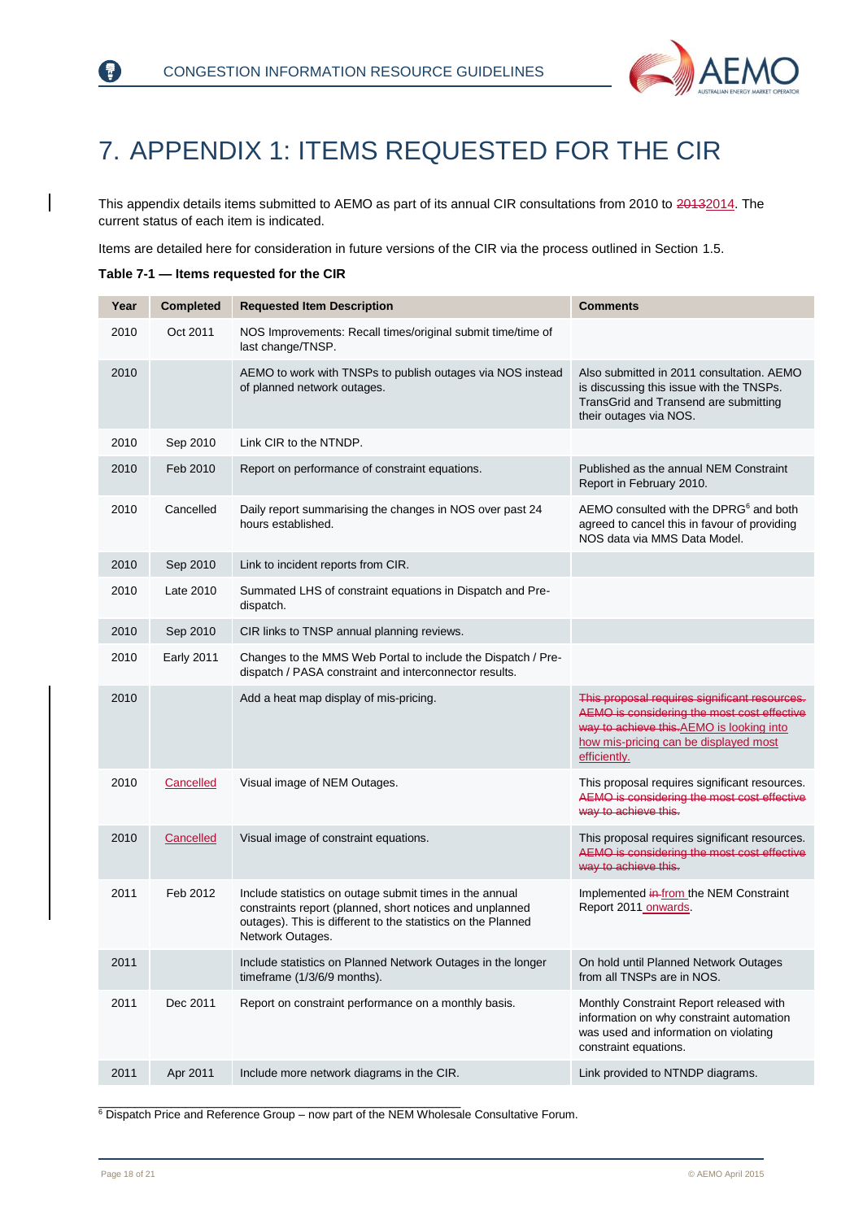# 7. APPENDIX 1: ITEMS REQUESTED FOR THE CIR

This appendix details items submitted to AEMO as part of its annual CIR consultations from 2010 to ~~2013~~2014. The current status of each item is indicated.

Items are detailed here for consideration in future versions of the CIR via the process outlined in Section 1.5.

**Table 7-1 — Items requested for the CIR**

| Year | Completed | Requested Item Description | Comments |
|---|---|---|---|
| 2010 | Oct 2011 | NOS Improvements: Recall times/original submit time/time of last change/TNSP. | |
| 2010 | | AEMO to work with TNSPs to publish outages via NOS instead of planned network outages. | Also submitted in 2011 consultation. AEMO is discussing this issue with the TNSPs. TransGrid and Transend are submitting their outages via NOS. |
| 2010 | Sep 2010 | Link CIR to the NTNDP. | |
| 2010 | Feb 2010 | Report on performance of constraint equations. | Published as the annual NEM Constraint Report in February 2010. |
| 2010 | Cancelled | Daily report summarising the changes in NOS over past 24 hours established. | AEMO consulted with the DPRG[6] and both agreed to cancel this in favour of providing NOS data via MMS Data Model. |
| 2010 | Sep 2010 | Link to incident reports from CIR. | |
| 2010 | Late 2010 | Summated LHS of constraint equations in Dispatch and Pre-dispatch. | |
| 2010 | Sep 2010 | CIR links to TNSP annual planning reviews. | |
| 2010 | Early 2011 | Changes to the MMS Web Portal to include the Dispatch / Pre-dispatch / PASA constraint and interconnector results. | |
| 2010 | | Add a heat map display of mis-pricing. | ~~This proposal requires significant resources. AEMO is considering the most cost effective way to achieve this.~~ AEMO is looking into how mis-pricing can be displayed most efficiently. |
| 2010 | Cancelled | Visual image of NEM Outages. | This proposal requires significant resources. ~~AEMO is considering the most cost effective way to achieve this.~~ |
| 2010 | Cancelled | Visual image of constraint equations. | This proposal requires significant resources. ~~AEMO is considering the most cost effective way to achieve this.~~ |
| 2011 | Feb 2012 | Include statistics on outage submit times in the annual constraints report (planned, short notices and unplanned outages). This is different to the statistics on the Planned Network Outages. | Implemented ~~in~~ from the NEM Constraint Report 2011 onwards. |
| 2011 | | Include statistics on Planned Network Outages in the longer timeframe (1/3/6/9 months). | On hold until Planned Network Outages from all TNSPs are in NOS. |
| 2011 | Dec 2011 | Report on constraint performance on a monthly basis. | Monthly Constraint Report released with information on why constraint automation was used and information on violating constraint equations. |
| 2011 | Apr 2011 | Include more network diagrams in the CIR. | Link provided to NTNDP diagrams. |

[6] Dispatch Price and Reference Group – now part of the NEM Wholesale Consultative Forum.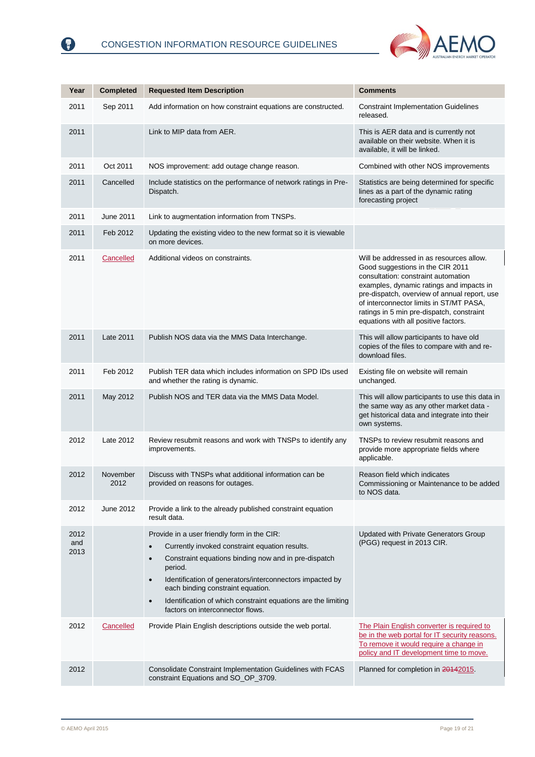| Year | Completed | Requested Item Description | Comments |
|---|---|---|---|
| 2011 | Sep 2011 | Add information on how constraint equations are constructed. | Constraint Implementation Guidelines released. |
| 2011 | | Link to MIP data from AER. | This is AER data and is currently not available on their website. When it is available, it will be linked. |
| 2011 | Oct 2011 | NOS improvement: add outage change reason. | Combined with other NOS improvements |
| 2011 | Cancelled | Include statistics on the performance of network ratings in Pre-Dispatch. | Statistics are being determined for specific lines as a part of the dynamic rating forecasting project |
| 2011 | June 2011 | Link to augmentation information from TNSPs. | |
| 2011 | Feb 2012 | Updating the existing video to the new format so it is viewable on more devices. | |
| 2011 | Cancelled | Additional videos on constraints. | Will be addressed in as resources allow. Good suggestions in the CIR 2011 consultation: constraint automation examples, dynamic ratings and impacts in pre-dispatch, overview of annual report, use of interconnector limits in ST/MT PASA, ratings in 5 min pre-dispatch, constraint equations with all positive factors. |
| 2011 | Late 2011 | Publish NOS data via the MMS Data Interchange. | This will allow participants to have old copies of the files to compare with and re-download files. |
| 2011 | Feb 2012 | Publish TER data which includes information on SPD IDs used and whether the rating is dynamic. | Existing file on website will remain unchanged. |
| 2011 | May 2012 | Publish NOS and TER data via the MMS Data Model. | This will allow participants to use this data in the same way as any other market data - get historical data and integrate into their own systems. |
| 2012 | Late 2012 | Review resubmit reasons and work with TNSPs to identify any improvements. | TNSPs to review resubmit reasons and provide more appropriate fields where applicable. |
| 2012 | November 2012 | Discuss with TNSPs what additional information can be provided on reasons for outages. | Reason field which indicates Commissioning or Maintenance to be added to NOS data. |
| 2012 | June 2012 | Provide a link to the already published constraint equation result data. | |
| 2012 and 2013 | | Provide in a user friendly form in the CIR:<br>• Currently invoked constraint equation results.<br>• Constraint equations binding now and in pre-dispatch period.<br>• Identification of generators/interconnectors impacted by each binding constraint equation.<br>• Identification of which constraint equations are the limiting factors on interconnector flows. | Updated with Private Generators Group (PGG) request in 2013 CIR. |
| 2012 | Cancelled | Provide Plain English descriptions outside the web portal. | The Plain English converter is required to be in the web portal for IT security reasons. To remove it would require a change in policy and IT development time to move. |
| 2012 | | Consolidate Constraint Implementation Guidelines with FCAS constraint Equations and SO_OP_3709. | Planned for completion in ~~2014~~2015. |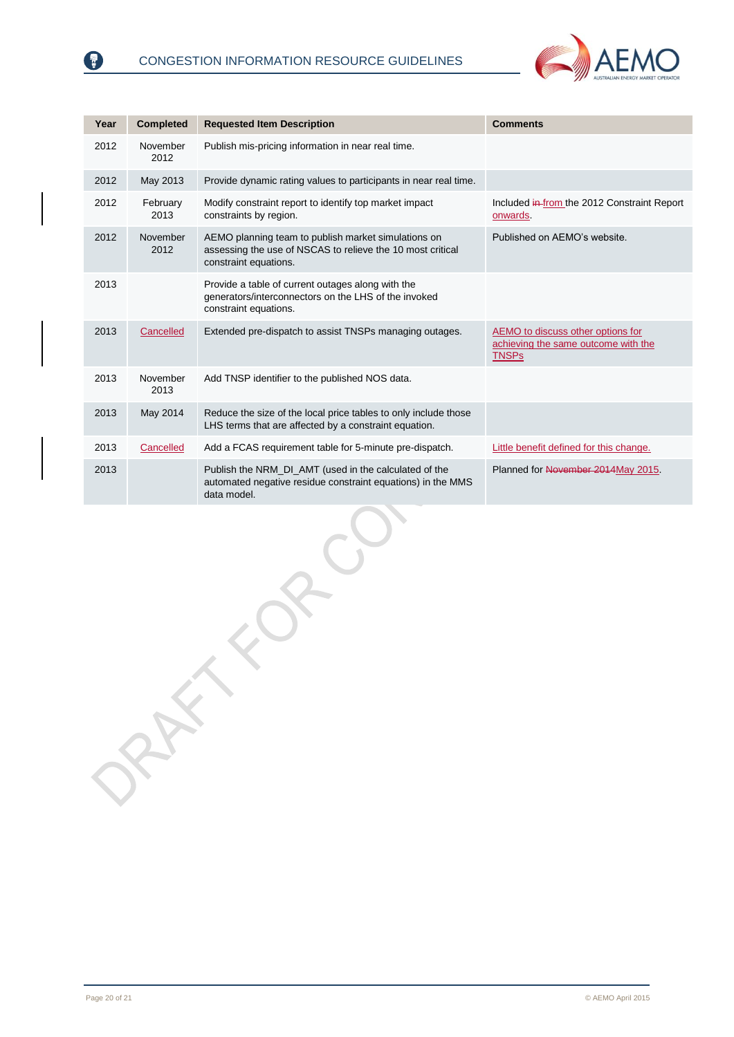| Year | Completed | Requested Item Description | Comments |
|---|---|---|---|
| 2012 | November 2012 | Publish mis-pricing information in near real time. | |
| 2012 | May 2013 | Provide dynamic rating values to participants in near real time. | |
| 2012 | February 2013 | Modify constraint report to identify top market impact constraints by region. | Included ~~in~~ from the 2012 Constraint Report onwards. |
| 2012 | November 2012 | AEMO planning team to publish market simulations on assessing the use of NSCAS to relieve the 10 most critical constraint equations. | Published on AEMO's website. |
| 2013 | | Provide a table of current outages along with the generators/interconnectors on the LHS of the invoked constraint equations. | |
| 2013 | Cancelled | Extended pre-dispatch to assist TNSPs managing outages. | AEMO to discuss other options for achieving the same outcome with the TNSPs |
| 2013 | November 2013 | Add TNSP identifier to the published NOS data. | |
| 2013 | May 2014 | Reduce the size of the local price tables to only include those LHS terms that are affected by a constraint equation. | |
| 2013 | Cancelled | Add a FCAS requirement table for 5-minute pre-dispatch. | Little benefit defined for this change. |
| 2013 | | Publish the NRM_DI_AMT (used in the calculated of the automated negative residue constraint equations) in the MMS data model. | Planned for ~~November 2014~~ May 2015. |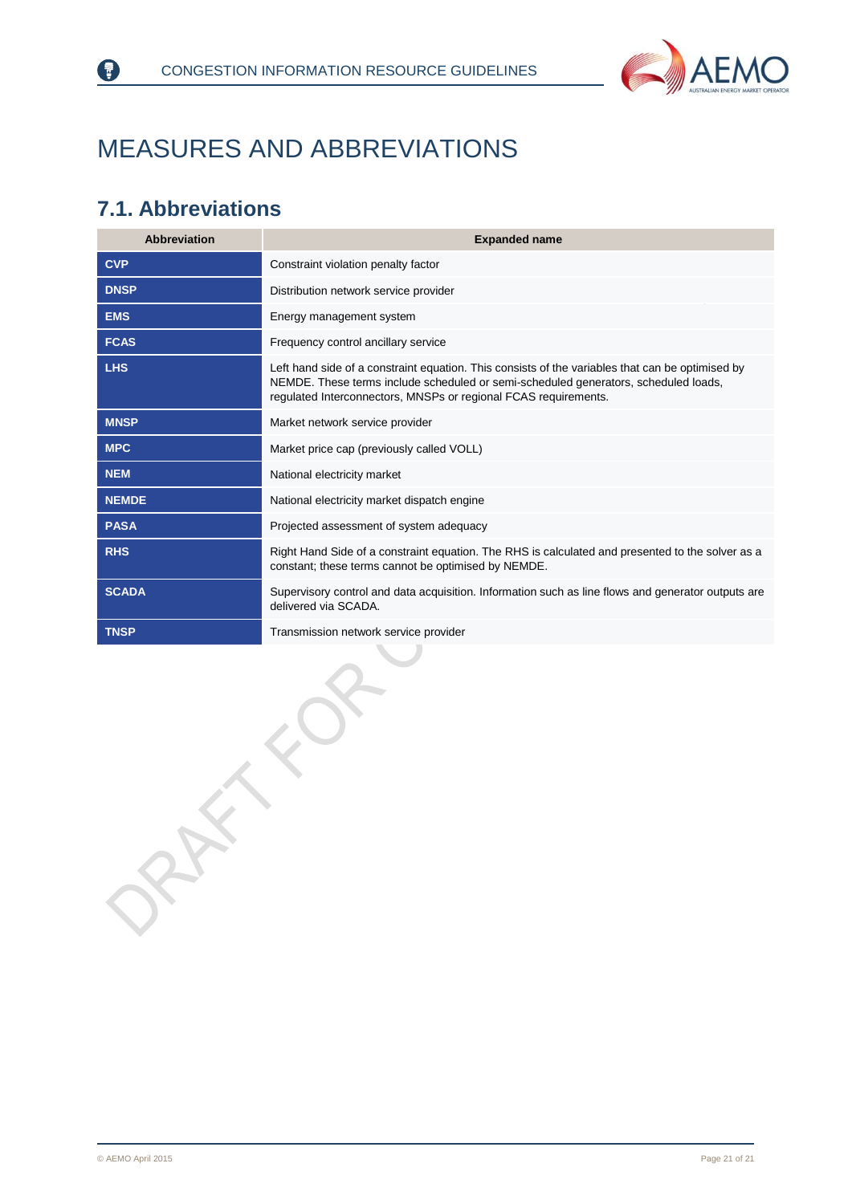# MEASURES AND ABBREVIATIONS

## 7.1. Abbreviations

| Abbreviation | Expanded name |
| --- | --- |
| **CVP** | Constraint violation penalty factor |
| **DNSP** | Distribution network service provider |
| **EMS** | Energy management system |
| **FCAS** | Frequency control ancillary service |
| **LHS** | Left hand side of a constraint equation. This consists of the variables that can be optimised by NEMDE. These terms include scheduled or semi-scheduled generators, scheduled loads, regulated Interconnectors, MNSPs or regional FCAS requirements. |
| **MNSP** | Market network service provider |
| **MPC** | Market price cap (previously called VOLL) |
| **NEM** | National electricity market |
| **NEMDE** | National electricity market dispatch engine |
| **PASA** | Projected assessment of system adequacy |
| **RHS** | Right Hand Side of a constraint equation. The RHS is calculated and presented to the solver as a constant; these terms cannot be optimised by NEMDE. |
| **SCADA** | Supervisory control and data acquisition. Information such as line flows and generator outputs are delivered via SCADA. |
| **TNSP** | Transmission network service provider |